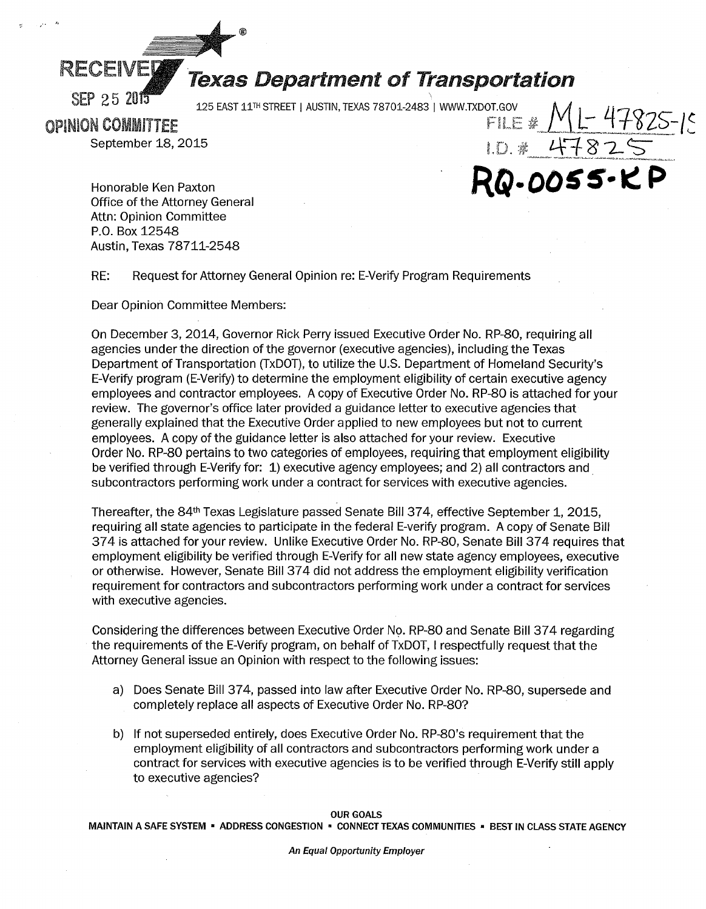RECEIVED

SEP 25 2015

OPINION COMMITTEE

# Texas Department of Transportation

125 EAST 11TH STREET | AUSTIN, TEXAS 78701-2483 | WWW.TXDOT.GOV

FILE # ML-47825-15

I.D. # 47825

**RQ-0055-KP**

September 18, 2015

Honorable Ken Paxton
Office of the Attorney General
Attn: Opinion Committee
P.O. Box 12548
Austin, Texas 78711-2548

RE: Request for Attorney General Opinion re: E-Verify Program Requirements

Dear Opinion Committee Members:

On December 3, 2014, Governor Rick Perry issued Executive Order No. RP-80, requiring all agencies under the direction of the governor (executive agencies), including the Texas Department of Transportation (TxDOT), to utilize the U.S. Department of Homeland Security's E-Verify program (E-Verify) to determine the employment eligibility of certain executive agency employees and contractor employees. A copy of Executive Order No. RP-80 is attached for your review. The governor's office later provided a guidance letter to executive agencies that generally explained that the Executive Order applied to new employees but not to current employees. A copy of the guidance letter is also attached for your review. Executive Order No. RP-80 pertains to two categories of employees, requiring that employment eligibility be verified through E-Verify for: 1) executive agency employees; and 2) all contractors and subcontractors performing work under a contract for services with executive agencies.

Thereafter, the 84th Texas Legislature passed Senate Bill 374, effective September 1, 2015, requiring all state agencies to participate in the federal E-verify program. A copy of Senate Bill 374 is attached for your review. Unlike Executive Order No. RP-80, Senate Bill 374 requires that employment eligibility be verified through E-Verify for all new state agency employees, executive or otherwise. However, Senate Bill 374 did not address the employment eligibility verification requirement for contractors and subcontractors performing work under a contract for services with executive agencies.

Considering the differences between Executive Order No. RP-80 and Senate Bill 374 regarding the requirements of the E-Verify program, on behalf of TxDOT, I respectfully request that the Attorney General issue an Opinion with respect to the following issues:

a) Does Senate Bill 374, passed into law after Executive Order No. RP-80, supersede and completely replace all aspects of Executive Order No. RP-80?

b) If not superseded entirely, does Executive Order No. RP-80's requirement that the employment eligibility of all contractors and subcontractors performing work under a contract for services with executive agencies is to be verified through E-Verify still apply to executive agencies?

OUR GOALS
MAINTAIN A SAFE SYSTEM • ADDRESS CONGESTION • CONNECT TEXAS COMMUNITIES • BEST IN CLASS STATE AGENCY

*An Equal Opportunity Employer*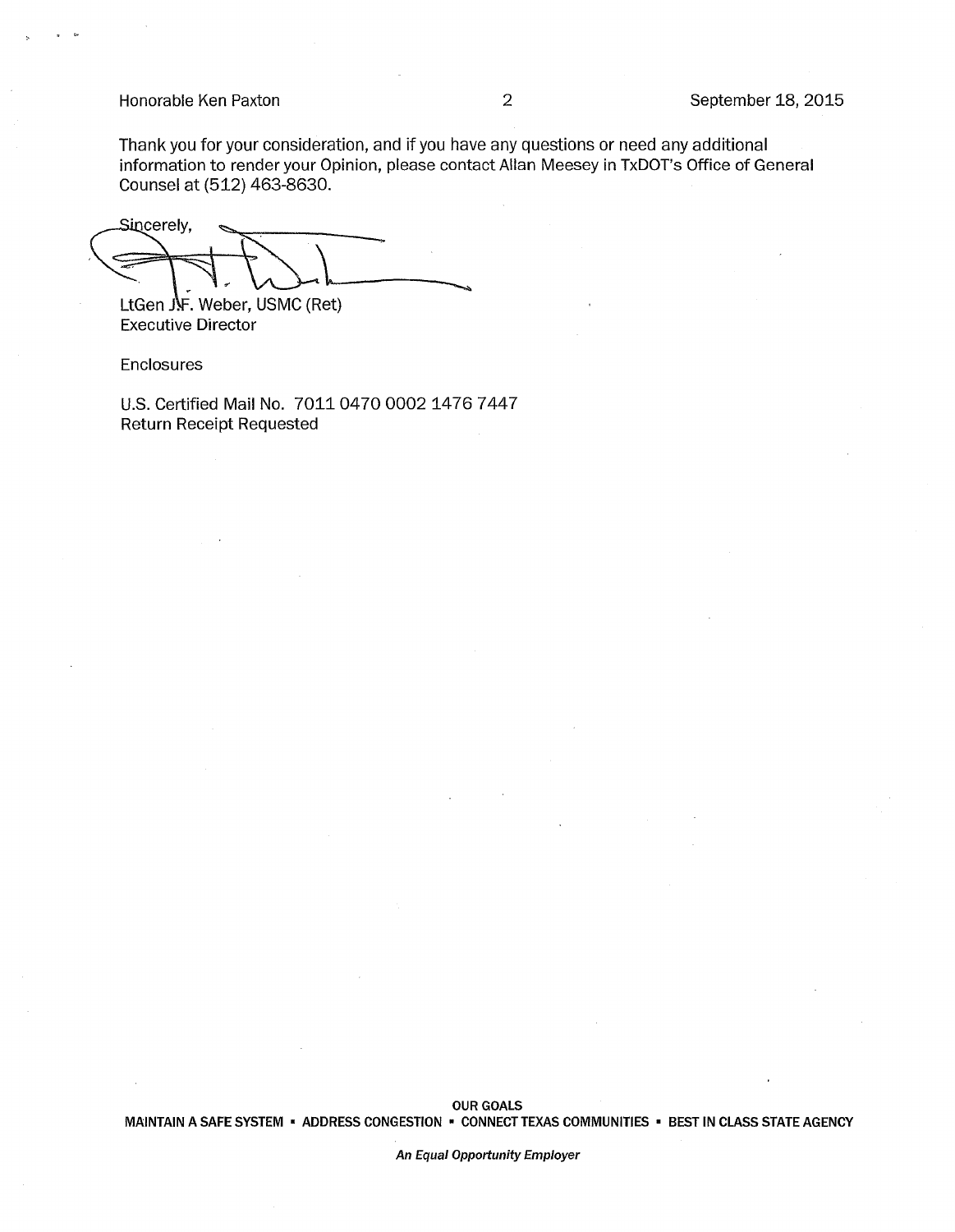Thank you for your consideration, and if you have any questions or need any additional information to render your Opinion, please contact Allan Meesey in TxDOT's Office of General Counsel at (512) 463-8630.

Sincerely,

LtGen J.F. Weber, USMC (Ret)
Executive Director

Enclosures

U.S. Certified Mail No. 7011 0470 0002 1476 7447
Return Receipt Requested

OUR GOALS
MAINTAIN A SAFE SYSTEM • ADDRESS CONGESTION • CONNECT TEXAS COMMUNITIES • BEST IN CLASS STATE AGENCY

*An Equal Opportunity Employer*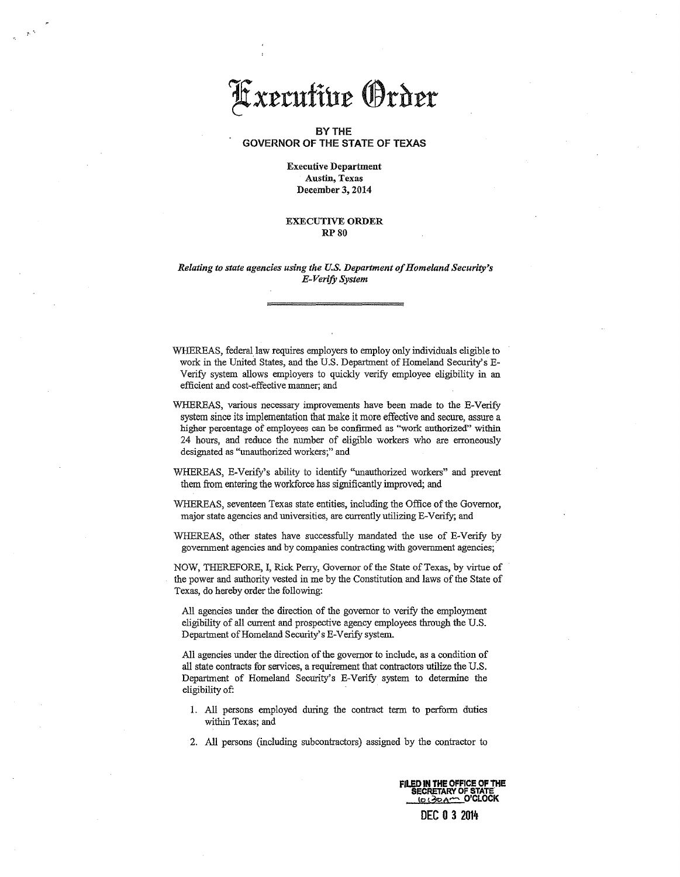# Executive Order

**BY THE**
**GOVERNOR OF THE STATE OF TEXAS**

**Executive Department**
**Austin, Texas**
**December 3, 2014**

**EXECUTIVE ORDER**
**RP 80**

***Relating to state agencies using the U.S. Department of Homeland Security's E-Verify System***

---

WHEREAS, federal law requires employers to employ only individuals eligible to work in the United States, and the U.S. Department of Homeland Security's E-Verify system allows employers to quickly verify employee eligibility in an efficient and cost-effective manner; and

WHEREAS, various necessary improvements have been made to the E-Verify system since its implementation that make it more effective and secure, assure a higher percentage of employees can be confirmed as "work authorized" within 24 hours, and reduce the number of eligible workers who are erroneously designated as "unauthorized workers;" and

WHEREAS, E-Verify's ability to identify "unauthorized workers" and prevent them from entering the workforce has significantly improved; and

WHEREAS, seventeen Texas state entities, including the Office of the Governor, major state agencies and universities, are currently utilizing E-Verify; and

WHEREAS, other states have successfully mandated the use of E-Verify by government agencies and by companies contracting with government agencies;

NOW, THEREFORE, I, Rick Perry, Governor of the State of Texas, by virtue of the power and authority vested in me by the Constitution and laws of the State of Texas, do hereby order the following:

All agencies under the direction of the governor to verify the employment eligibility of all current and prospective agency employees through the U.S. Department of Homeland Security's E-Verify system.

All agencies under the direction of the governor to include, as a condition of all state contracts for services, a requirement that contractors utilize the U.S. Department of Homeland Security's E-Verify system to determine the eligibility of:

1. All persons employed during the contract term to perform duties within Texas; and
2. All persons (including subcontractors) assigned by the contractor to

FILED IN THE OFFICE OF THE SECRETARY OF STATE
10:30am O'CLOCK

DEC 03 2014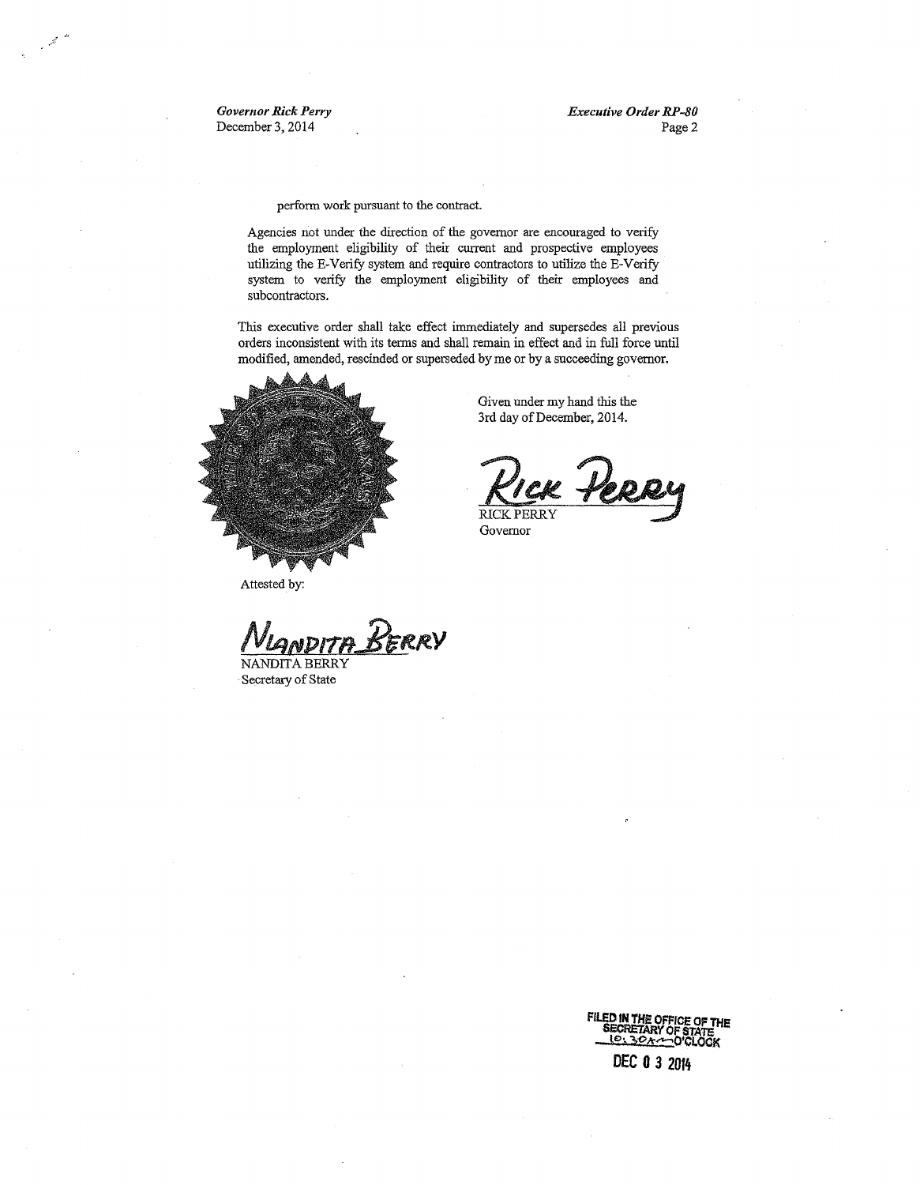perform work pursuant to the contract.

Agencies not under the direction of the governor are encouraged to verify the employment eligibility of their current and prospective employees utilizing the E-Verify system and require contractors to utilize the E-Verify system to verify the employment eligibility of their employees and subcontractors.

This executive order shall take effect immediately and supersedes all previous orders inconsistent with its terms and shall remain in effect and in full force until modified, amended, rescinded or superseded by me or by a succeeding governor.

Given under my hand this the 3rd day of December, 2014.

RICK PERRY
Governor

Attested by:

NANDITA BERRY
Secretary of State

FILED IN THE OFFICE OF THE SECRETARY OF STATE
10:30A O'CLOCK
DEC 03 2014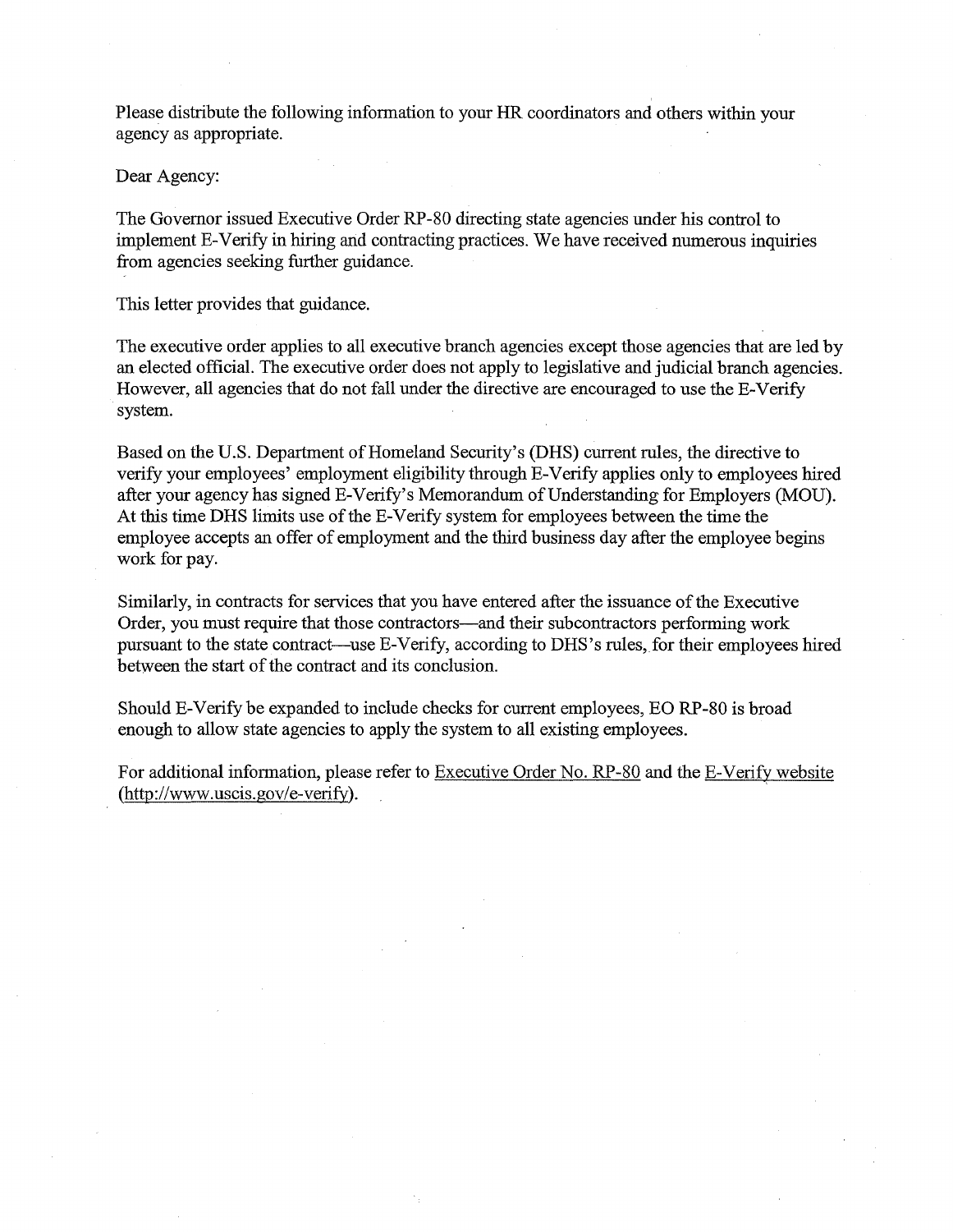Please distribute the following information to your HR coordinators and others within your agency as appropriate.

Dear Agency:

The Governor issued Executive Order RP-80 directing state agencies under his control to implement E-Verify in hiring and contracting practices. We have received numerous inquiries from agencies seeking further guidance.

This letter provides that guidance.

The executive order applies to all executive branch agencies except those agencies that are led by an elected official. The executive order does not apply to legislative and judicial branch agencies. However, all agencies that do not fall under the directive are encouraged to use the E-Verify system.

Based on the U.S. Department of Homeland Security's (DHS) current rules, the directive to verify your employees' employment eligibility through E-Verify applies only to employees hired after your agency has signed E-Verify's Memorandum of Understanding for Employers (MOU). At this time DHS limits use of the E-Verify system for employees between the time the employee accepts an offer of employment and the third business day after the employee begins work for pay.

Similarly, in contracts for services that you have entered after the issuance of the Executive Order, you must require that those contractors—and their subcontractors performing work pursuant to the state contract—use E-Verify, according to DHS's rules, for their employees hired between the start of the contract and its conclusion.

Should E-Verify be expanded to include checks for current employees, EO RP-80 is broad enough to allow state agencies to apply the system to all existing employees.

For additional information, please refer to Executive Order No. RP-80 and the E-Verify website (http://www.uscis.gov/e-verify).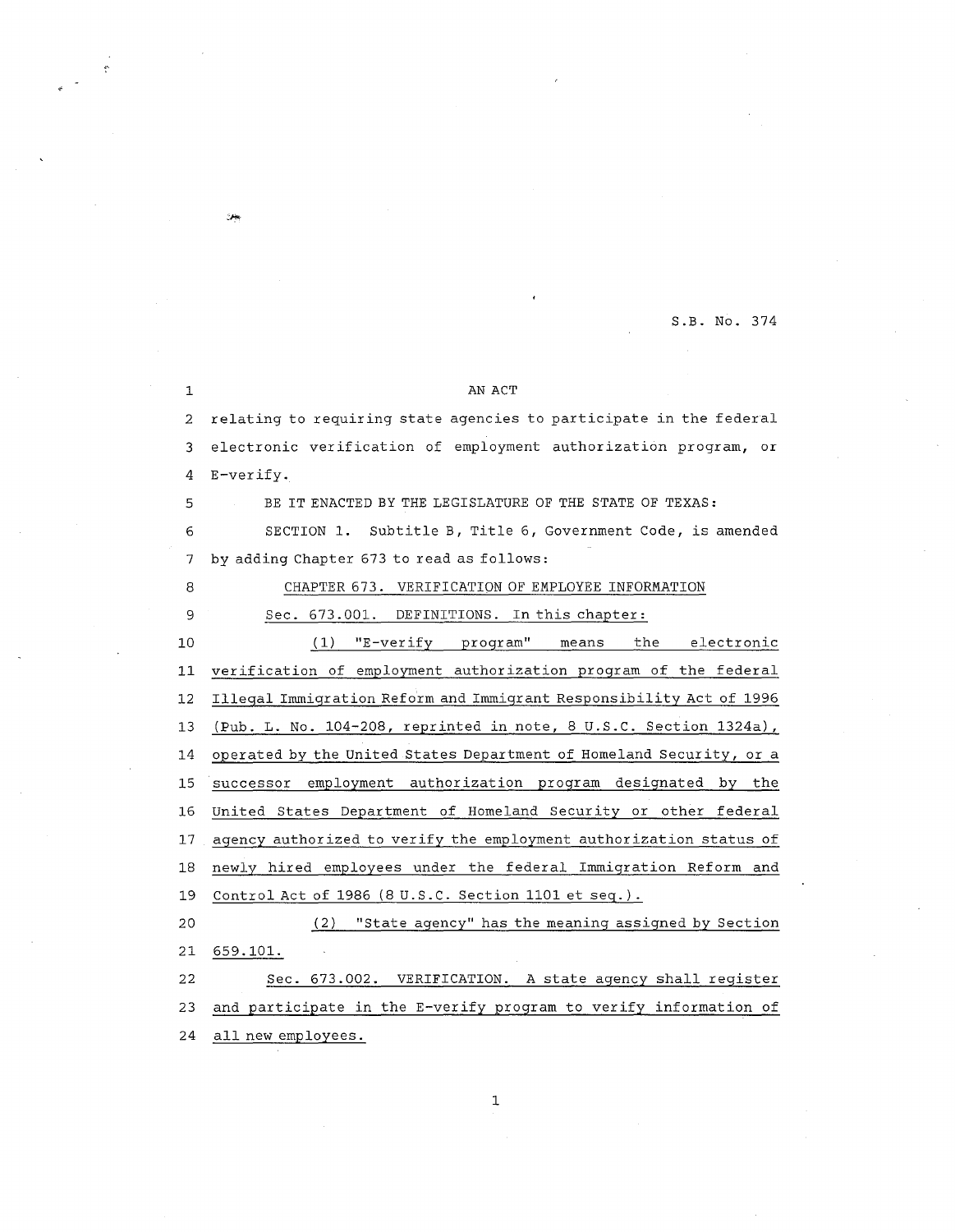S.B. No. 374

AN ACT

relating to requiring state agencies to participate in the federal electronic verification of employment authorization program, or E-verify.

BE IT ENACTED BY THE LEGISLATURE OF THE STATE OF TEXAS:

SECTION 1. Subtitle B, Title 6, Government Code, is amended by adding Chapter 673 to read as follows:

CHAPTER 673. VERIFICATION OF EMPLOYEE INFORMATION

Sec. 673.001. DEFINITIONS. In this chapter:

(1) "E-verify program" means the electronic verification of employment authorization program of the federal Illegal Immigration Reform and Immigrant Responsibility Act of 1996 (Pub. L. No. 104-208, reprinted in note, 8 U.S.C. Section 1324a), operated by the United States Department of Homeland Security, or a successor employment authorization program designated by the United States Department of Homeland Security or other federal agency authorized to verify the employment authorization status of newly hired employees under the federal Immigration Reform and Control Act of 1986 (8 U.S.C. Section 1101 et seq.).

(2) "State agency" has the meaning assigned by Section 659.101.

Sec. 673.002. VERIFICATION. A state agency shall register and participate in the E-verify program to verify information of all new employees.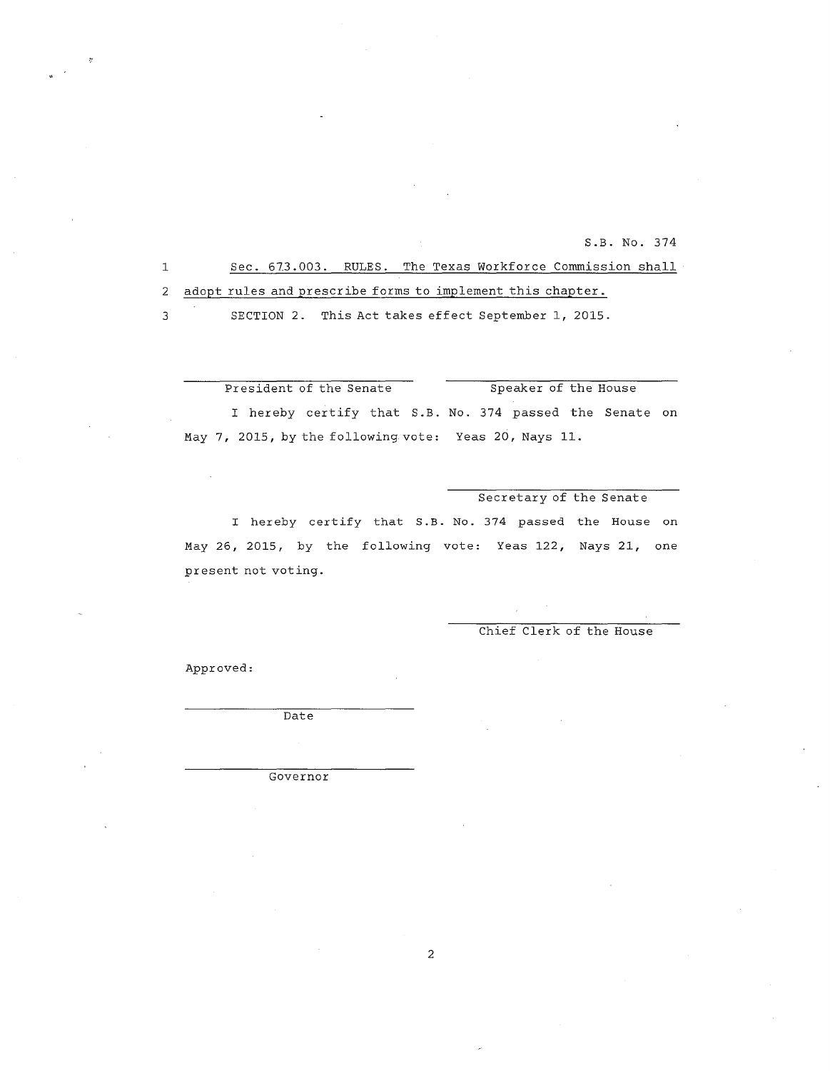S.B. No. 374

1 Sec. 673.003. RULES. The Texas Workforce Commission shall
2 adopt rules and prescribe forms to implement this chapter.
3 SECTION 2. This Act takes effect September 1, 2015.

______________________________
President of the Senate

______________________________
Speaker of the House

I hereby certify that S.B. No. 374 passed the Senate on May 7, 2015, by the following vote: Yeas 20, Nays 11.

______________________________
Secretary of the Senate

I hereby certify that S.B. No. 374 passed the House on May 26, 2015, by the following vote: Yeas 122, Nays 21, one present not voting.

______________________________
Chief Clerk of the House

Approved:

______________________________
Date

______________________________
Governor